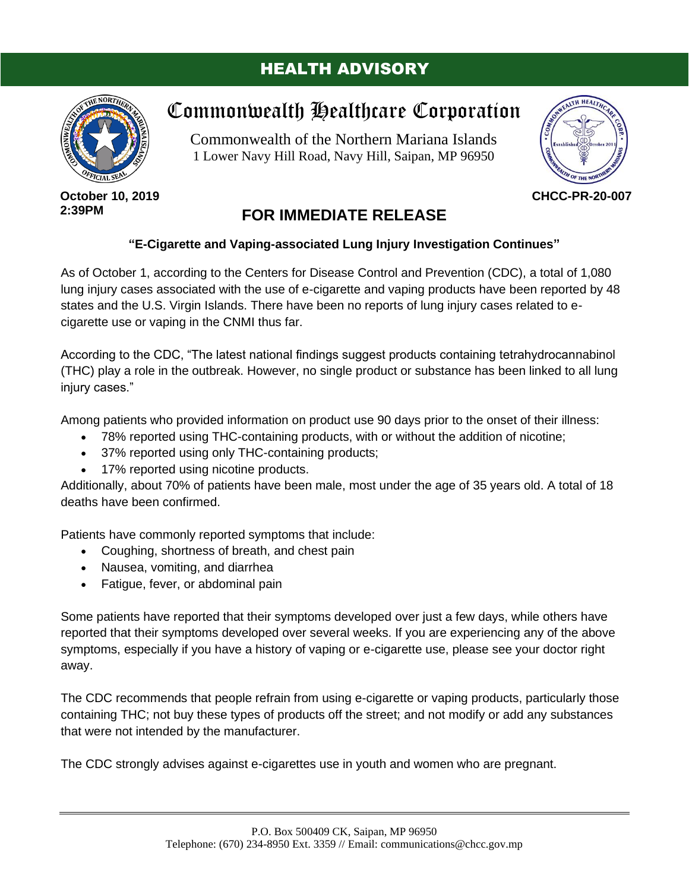# HEALTH ADVISORY

## Commonwealth Healthcare Corporation

Commonwealth of the Northern Mariana Islands
1 Lower Navy Hill Road, Navy Hill, Saipan, MP 96950

**October 10, 2019**
**2:39PM**

**CHCC-PR-20-007**

## FOR IMMEDIATE RELEASE

### "E-Cigarette and Vaping-associated Lung Injury Investigation Continues"

As of October 1, according to the Centers for Disease Control and Prevention (CDC), a total of 1,080 lung injury cases associated with the use of e-cigarette and vaping products have been reported by 48 states and the U.S. Virgin Islands. There have been no reports of lung injury cases related to e-cigarette use or vaping in the CNMI thus far.

According to the CDC, "The latest national findings suggest products containing tetrahydrocannabinol (THC) play a role in the outbreak. However, no single product or substance has been linked to all lung injury cases."

Among patients who provided information on product use 90 days prior to the onset of their illness:

- 78% reported using THC-containing products, with or without the addition of nicotine;
- 37% reported using only THC-containing products;
- 17% reported using nicotine products.

Additionally, about 70% of patients have been male, most under the age of 35 years old. A total of 18 deaths have been confirmed.

Patients have commonly reported symptoms that include:

- Coughing, shortness of breath, and chest pain
- Nausea, vomiting, and diarrhea
- Fatigue, fever, or abdominal pain

Some patients have reported that their symptoms developed over just a few days, while others have reported that their symptoms developed over several weeks. If you are experiencing any of the above symptoms, especially if you have a history of vaping or e-cigarette use, please see your doctor right away.

The CDC recommends that people refrain from using e-cigarette or vaping products, particularly those containing THC; not buy these types of products off the street; and not modify or add any substances that were not intended by the manufacturer.

The CDC strongly advises against e-cigarettes use in youth and women who are pregnant.

P.O. Box 500409 CK, Saipan, MP 96950
Telephone: (670) 234-8950 Ext. 3359 // Email: communications@chcc.gov.mp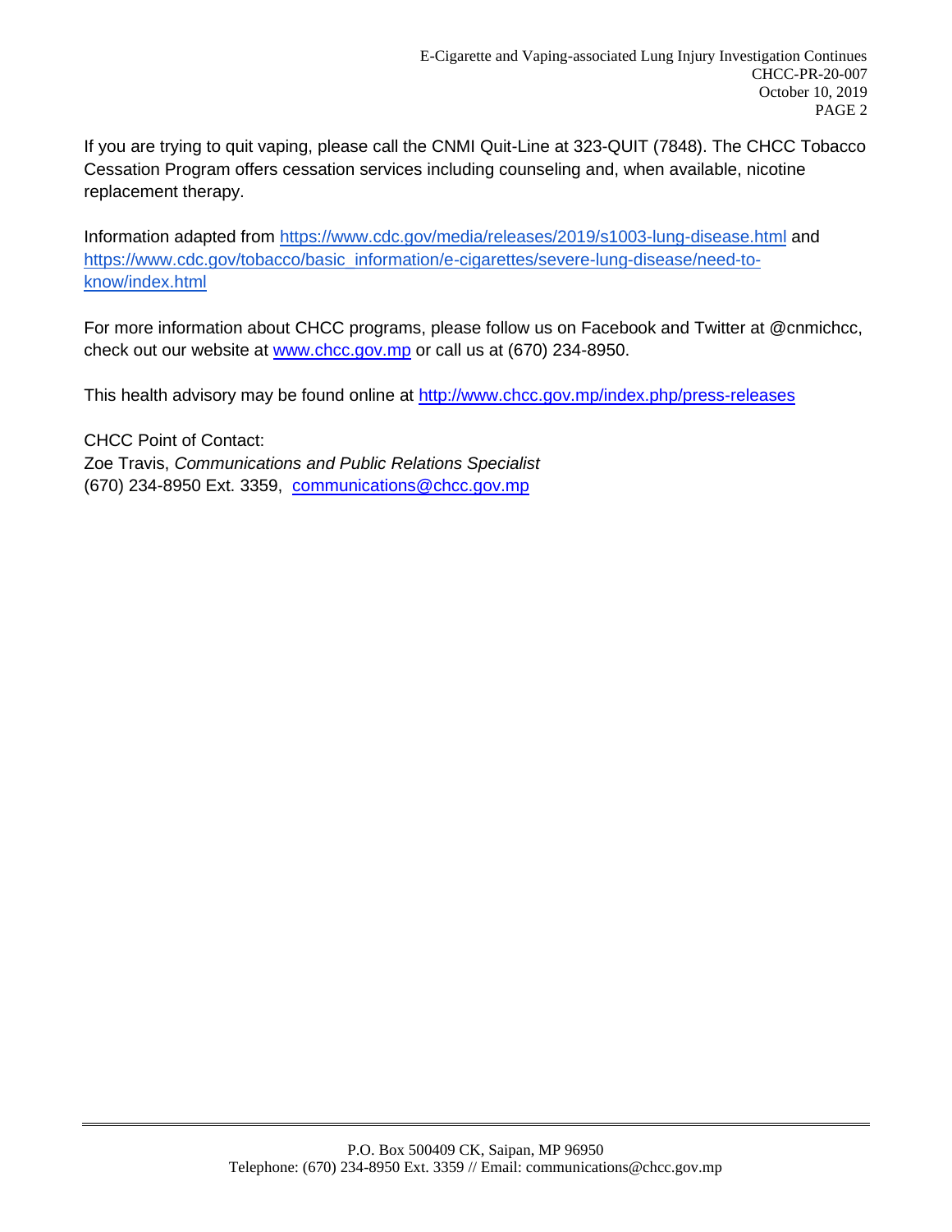If you are trying to quit vaping, please call the CNMI Quit-Line at 323-QUIT (7848). The CHCC Tobacco Cessation Program offers cessation services including counseling and, when available, nicotine replacement therapy.

Information adapted from https://www.cdc.gov/media/releases/2019/s1003-lung-disease.html and https://www.cdc.gov/tobacco/basic_information/e-cigarettes/severe-lung-disease/need-to-know/index.html

For more information about CHCC programs, please follow us on Facebook and Twitter at @cnmichcc, check out our website at www.chcc.gov.mp or call us at (670) 234-8950.

This health advisory may be found online at http://www.chcc.gov.mp/index.php/press-releases

CHCC Point of Contact:
Zoe Travis, *Communications and Public Relations Specialist*
(670) 234-8950 Ext. 3359, communications@chcc.gov.mp